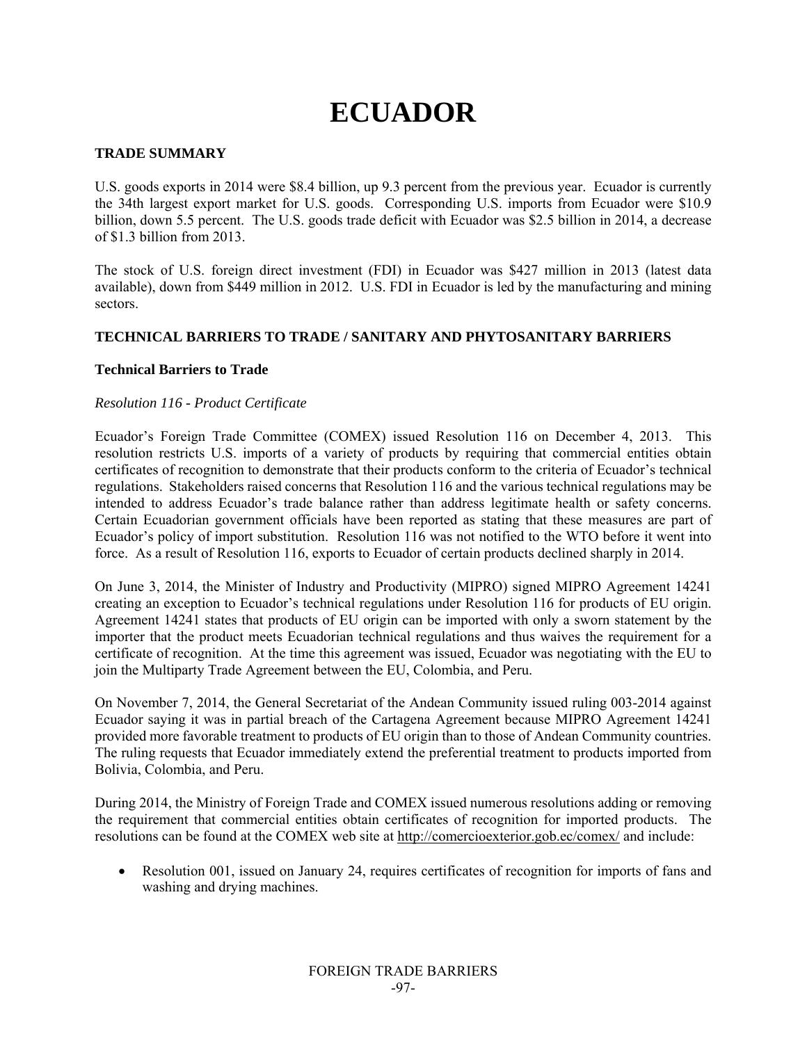# ECUADOR

## TRADE SUMMARY

U.S. goods exports in 2014 were $8.4 billion, up 9.3 percent from the previous year. Ecuador is currently the 34th largest export market for U.S. goods. Corresponding U.S. imports from Ecuador were $10.9 billion, down 5.5 percent. The U.S. goods trade deficit with Ecuador was $2.5 billion in 2014, a decrease of $1.3 billion from 2013.

The stock of U.S. foreign direct investment (FDI) in Ecuador was $427 million in 2013 (latest data available), down from $449 million in 2012. U.S. FDI in Ecuador is led by the manufacturing and mining sectors.

## TECHNICAL BARRIERS TO TRADE / SANITARY AND PHYTOSANITARY BARRIERS

### Technical Barriers to Trade

*Resolution 116 - Product Certificate*

Ecuador's Foreign Trade Committee (COMEX) issued Resolution 116 on December 4, 2013. This resolution restricts U.S. imports of a variety of products by requiring that commercial entities obtain certificates of recognition to demonstrate that their products conform to the criteria of Ecuador's technical regulations. Stakeholders raised concerns that Resolution 116 and the various technical regulations may be intended to address Ecuador's trade balance rather than address legitimate health or safety concerns. Certain Ecuadorian government officials have been reported as stating that these measures are part of Ecuador's policy of import substitution. Resolution 116 was not notified to the WTO before it went into force. As a result of Resolution 116, exports to Ecuador of certain products declined sharply in 2014.

On June 3, 2014, the Minister of Industry and Productivity (MIPRO) signed MIPRO Agreement 14241 creating an exception to Ecuador's technical regulations under Resolution 116 for products of EU origin. Agreement 14241 states that products of EU origin can be imported with only a sworn statement by the importer that the product meets Ecuadorian technical regulations and thus waives the requirement for a certificate of recognition. At the time this agreement was issued, Ecuador was negotiating with the EU to join the Multiparty Trade Agreement between the EU, Colombia, and Peru.

On November 7, 2014, the General Secretariat of the Andean Community issued ruling 003-2014 against Ecuador saying it was in partial breach of the Cartagena Agreement because MIPRO Agreement 14241 provided more favorable treatment to products of EU origin than to those of Andean Community countries. The ruling requests that Ecuador immediately extend the preferential treatment to products imported from Bolivia, Colombia, and Peru.

During 2014, the Ministry of Foreign Trade and COMEX issued numerous resolutions adding or removing the requirement that commercial entities obtain certificates of recognition for imported products. The resolutions can be found at the COMEX web site at http://comercioexterior.gob.ec/comex/ and include:

- Resolution 001, issued on January 24, requires certificates of recognition for imports of fans and washing and drying machines.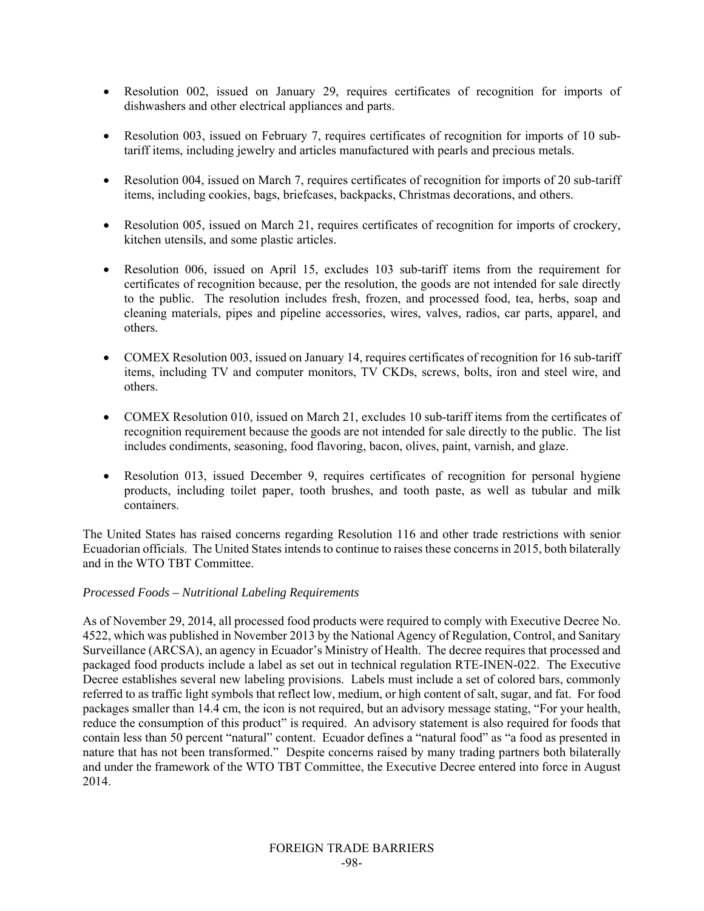- Resolution 002, issued on January 29, requires certificates of recognition for imports of dishwashers and other electrical appliances and parts.

- Resolution 003, issued on February 7, requires certificates of recognition for imports of 10 sub-tariff items, including jewelry and articles manufactured with pearls and precious metals.

- Resolution 004, issued on March 7, requires certificates of recognition for imports of 20 sub-tariff items, including cookies, bags, briefcases, backpacks, Christmas decorations, and others.

- Resolution 005, issued on March 21, requires certificates of recognition for imports of crockery, kitchen utensils, and some plastic articles.

- Resolution 006, issued on April 15, excludes 103 sub-tariff items from the requirement for certificates of recognition because, per the resolution, the goods are not intended for sale directly to the public. The resolution includes fresh, frozen, and processed food, tea, herbs, soap and cleaning materials, pipes and pipeline accessories, wires, valves, radios, car parts, apparel, and others.

- COMEX Resolution 003, issued on January 14, requires certificates of recognition for 16 sub-tariff items, including TV and computer monitors, TV CKDs, screws, bolts, iron and steel wire, and others.

- COMEX Resolution 010, issued on March 21, excludes 10 sub-tariff items from the certificates of recognition requirement because the goods are not intended for sale directly to the public. The list includes condiments, seasoning, food flavoring, bacon, olives, paint, varnish, and glaze.

- Resolution 013, issued December 9, requires certificates of recognition for personal hygiene products, including toilet paper, tooth brushes, and tooth paste, as well as tubular and milk containers.

The United States has raised concerns regarding Resolution 116 and other trade restrictions with senior Ecuadorian officials. The United States intends to continue to raises these concerns in 2015, both bilaterally and in the WTO TBT Committee.

*Processed Foods – Nutritional Labeling Requirements*

As of November 29, 2014, all processed food products were required to comply with Executive Decree No. 4522, which was published in November 2013 by the National Agency of Regulation, Control, and Sanitary Surveillance (ARCSA), an agency in Ecuador's Ministry of Health. The decree requires that processed and packaged food products include a label as set out in technical regulation RTE-INEN-022. The Executive Decree establishes several new labeling provisions. Labels must include a set of colored bars, commonly referred to as traffic light symbols that reflect low, medium, or high content of salt, sugar, and fat. For food packages smaller than 14.4 cm, the icon is not required, but an advisory message stating, "For your health, reduce the consumption of this product" is required. An advisory statement is also required for foods that contain less than 50 percent "natural" content. Ecuador defines a "natural food" as "a food as presented in nature that has not been transformed." Despite concerns raised by many trading partners both bilaterally and under the framework of the WTO TBT Committee, the Executive Decree entered into force in August 2014.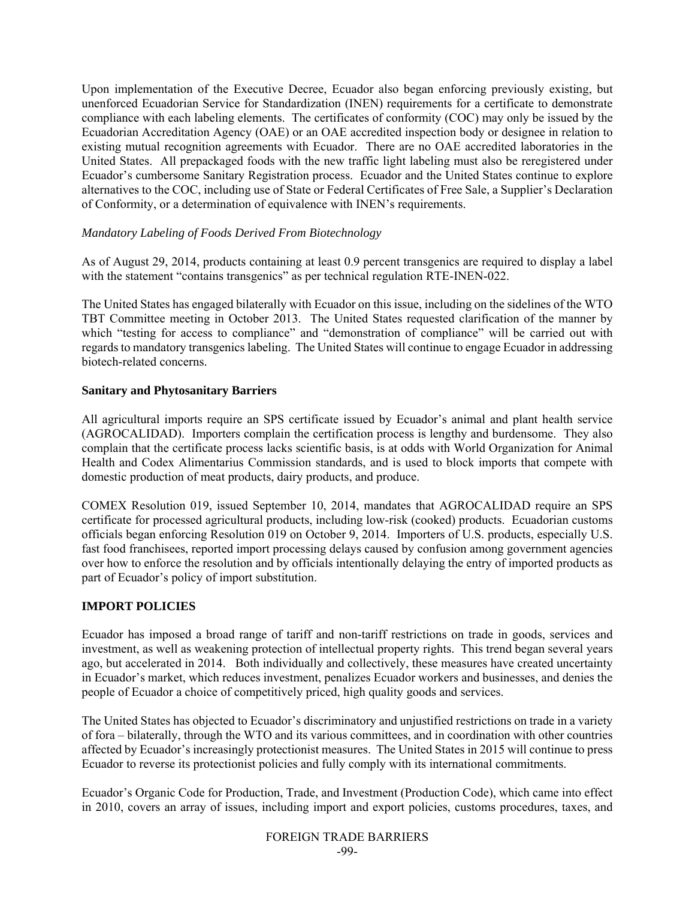Upon implementation of the Executive Decree, Ecuador also began enforcing previously existing, but unenforced Ecuadorian Service for Standardization (INEN) requirements for a certificate to demonstrate compliance with each labeling elements. The certificates of conformity (COC) may only be issued by the Ecuadorian Accreditation Agency (OAE) or an OAE accredited inspection body or designee in relation to existing mutual recognition agreements with Ecuador. There are no OAE accredited laboratories in the United States. All prepackaged foods with the new traffic light labeling must also be reregistered under Ecuador's cumbersome Sanitary Registration process. Ecuador and the United States continue to explore alternatives to the COC, including use of State or Federal Certificates of Free Sale, a Supplier's Declaration of Conformity, or a determination of equivalence with INEN's requirements.

*Mandatory Labeling of Foods Derived From Biotechnology*

As of August 29, 2014, products containing at least 0.9 percent transgenics are required to display a label with the statement "contains transgenics" as per technical regulation RTE-INEN-022.

The United States has engaged bilaterally with Ecuador on this issue, including on the sidelines of the WTO TBT Committee meeting in October 2013. The United States requested clarification of the manner by which "testing for access to compliance" and "demonstration of compliance" will be carried out with regards to mandatory transgenics labeling. The United States will continue to engage Ecuador in addressing biotech-related concerns.

**Sanitary and Phytosanitary Barriers**

All agricultural imports require an SPS certificate issued by Ecuador's animal and plant health service (AGROCALIDAD). Importers complain the certification process is lengthy and burdensome. They also complain that the certificate process lacks scientific basis, is at odds with World Organization for Animal Health and Codex Alimentarius Commission standards, and is used to block imports that compete with domestic production of meat products, dairy products, and produce.

COMEX Resolution 019, issued September 10, 2014, mandates that AGROCALIDAD require an SPS certificate for processed agricultural products, including low-risk (cooked) products. Ecuadorian customs officials began enforcing Resolution 019 on October 9, 2014. Importers of U.S. products, especially U.S. fast food franchisees, reported import processing delays caused by confusion among government agencies over how to enforce the resolution and by officials intentionally delaying the entry of imported products as part of Ecuador's policy of import substitution.

## IMPORT POLICIES

Ecuador has imposed a broad range of tariff and non-tariff restrictions on trade in goods, services and investment, as well as weakening protection of intellectual property rights. This trend began several years ago, but accelerated in 2014. Both individually and collectively, these measures have created uncertainty in Ecuador's market, which reduces investment, penalizes Ecuador workers and businesses, and denies the people of Ecuador a choice of competitively priced, high quality goods and services.

The United States has objected to Ecuador's discriminatory and unjustified restrictions on trade in a variety of fora – bilaterally, through the WTO and its various committees, and in coordination with other countries affected by Ecuador's increasingly protectionist measures. The United States in 2015 will continue to press Ecuador to reverse its protectionist policies and fully comply with its international commitments.

Ecuador's Organic Code for Production, Trade, and Investment (Production Code), which came into effect in 2010, covers an array of issues, including import and export policies, customs procedures, taxes, and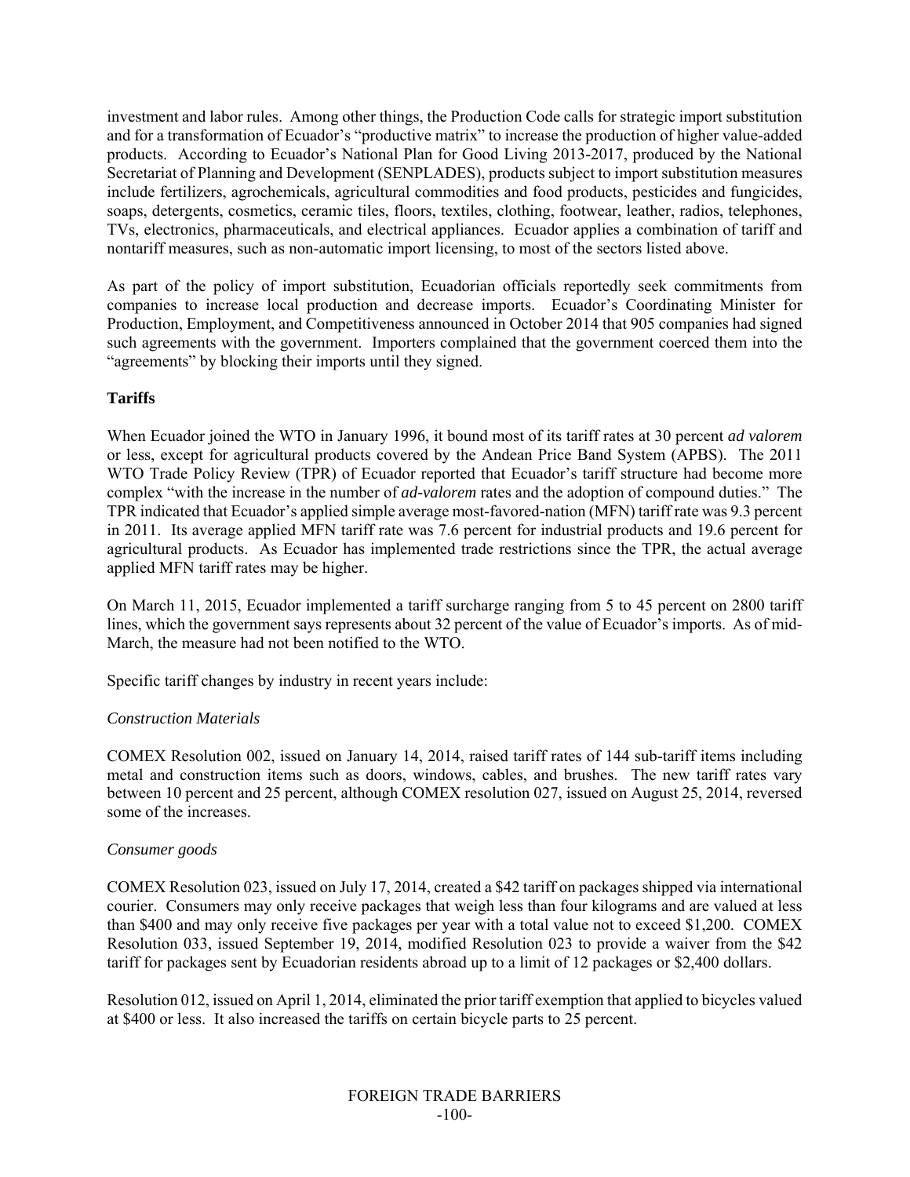investment and labor rules. Among other things, the Production Code calls for strategic import substitution and for a transformation of Ecuador's "productive matrix" to increase the production of higher value-added products. According to Ecuador's National Plan for Good Living 2013-2017, produced by the National Secretariat of Planning and Development (SENPLADES), products subject to import substitution measures include fertilizers, agrochemicals, agricultural commodities and food products, pesticides and fungicides, soaps, detergents, cosmetics, ceramic tiles, floors, textiles, clothing, footwear, leather, radios, telephones, TVs, electronics, pharmaceuticals, and electrical appliances. Ecuador applies a combination of tariff and nontariff measures, such as non-automatic import licensing, to most of the sectors listed above.

As part of the policy of import substitution, Ecuadorian officials reportedly seek commitments from companies to increase local production and decrease imports. Ecuador's Coordinating Minister for Production, Employment, and Competitiveness announced in October 2014 that 905 companies had signed such agreements with the government. Importers complained that the government coerced them into the "agreements" by blocking their imports until they signed.

**Tariffs**

When Ecuador joined the WTO in January 1996, it bound most of its tariff rates at 30 percent *ad valorem* or less, except for agricultural products covered by the Andean Price Band System (APBS). The 2011 WTO Trade Policy Review (TPR) of Ecuador reported that Ecuador's tariff structure had become more complex "with the increase in the number of *ad-valorem* rates and the adoption of compound duties." The TPR indicated that Ecuador's applied simple average most-favored-nation (MFN) tariff rate was 9.3 percent in 2011. Its average applied MFN tariff rate was 7.6 percent for industrial products and 19.6 percent for agricultural products. As Ecuador has implemented trade restrictions since the TPR, the actual average applied MFN tariff rates may be higher.

On March 11, 2015, Ecuador implemented a tariff surcharge ranging from 5 to 45 percent on 2800 tariff lines, which the government says represents about 32 percent of the value of Ecuador's imports. As of mid-March, the measure had not been notified to the WTO.

Specific tariff changes by industry in recent years include:

*Construction Materials*

COMEX Resolution 002, issued on January 14, 2014, raised tariff rates of 144 sub-tariff items including metal and construction items such as doors, windows, cables, and brushes. The new tariff rates vary between 10 percent and 25 percent, although COMEX resolution 027, issued on August 25, 2014, reversed some of the increases.

*Consumer goods*

COMEX Resolution 023, issued on July 17, 2014, created a $42 tariff on packages shipped via international courier. Consumers may only receive packages that weigh less than four kilograms and are valued at less than $400 and may only receive five packages per year with a total value not to exceed $1,200. COMEX Resolution 033, issued September 19, 2014, modified Resolution 023 to provide a waiver from the $42 tariff for packages sent by Ecuadorian residents abroad up to a limit of 12 packages or $2,400 dollars.

Resolution 012, issued on April 1, 2014, eliminated the prior tariff exemption that applied to bicycles valued at $400 or less. It also increased the tariffs on certain bicycle parts to 25 percent.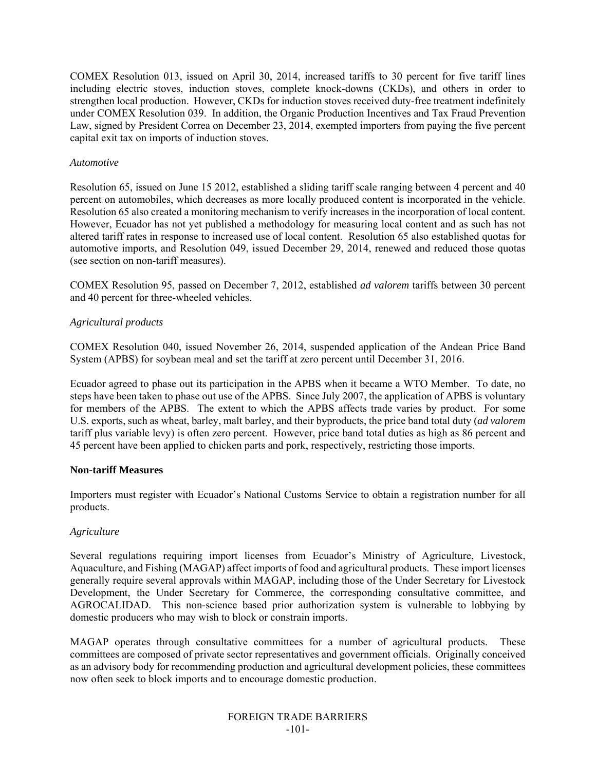COMEX Resolution 013, issued on April 30, 2014, increased tariffs to 30 percent for five tariff lines including electric stoves, induction stoves, complete knock-downs (CKDs), and others in order to strengthen local production. However, CKDs for induction stoves received duty-free treatment indefinitely under COMEX Resolution 039. In addition, the Organic Production Incentives and Tax Fraud Prevention Law, signed by President Correa on December 23, 2014, exempted importers from paying the five percent capital exit tax on imports of induction stoves.

*Automotive*

Resolution 65, issued on June 15 2012, established a sliding tariff scale ranging between 4 percent and 40 percent on automobiles, which decreases as more locally produced content is incorporated in the vehicle. Resolution 65 also created a monitoring mechanism to verify increases in the incorporation of local content. However, Ecuador has not yet published a methodology for measuring local content and as such has not altered tariff rates in response to increased use of local content. Resolution 65 also established quotas for automotive imports, and Resolution 049, issued December 29, 2014, renewed and reduced those quotas (see section on non-tariff measures).

COMEX Resolution 95, passed on December 7, 2012, established *ad valorem* tariffs between 30 percent and 40 percent for three-wheeled vehicles.

*Agricultural products*

COMEX Resolution 040, issued November 26, 2014, suspended application of the Andean Price Band System (APBS) for soybean meal and set the tariff at zero percent until December 31, 2016.

Ecuador agreed to phase out its participation in the APBS when it became a WTO Member. To date, no steps have been taken to phase out use of the APBS. Since July 2007, the application of APBS is voluntary for members of the APBS. The extent to which the APBS affects trade varies by product. For some U.S. exports, such as wheat, barley, malt barley, and their byproducts, the price band total duty (*ad valorem* tariff plus variable levy) is often zero percent. However, price band total duties as high as 86 percent and 45 percent have been applied to chicken parts and pork, respectively, restricting those imports.

**Non-tariff Measures**

Importers must register with Ecuador's National Customs Service to obtain a registration number for all products.

*Agriculture*

Several regulations requiring import licenses from Ecuador's Ministry of Agriculture, Livestock, Aquaculture, and Fishing (MAGAP) affect imports of food and agricultural products. These import licenses generally require several approvals within MAGAP, including those of the Under Secretary for Livestock Development, the Under Secretary for Commerce, the corresponding consultative committee, and AGROCALIDAD. This non-science based prior authorization system is vulnerable to lobbying by domestic producers who may wish to block or constrain imports.

MAGAP operates through consultative committees for a number of agricultural products. These committees are composed of private sector representatives and government officials. Originally conceived as an advisory body for recommending production and agricultural development policies, these committees now often seek to block imports and to encourage domestic production.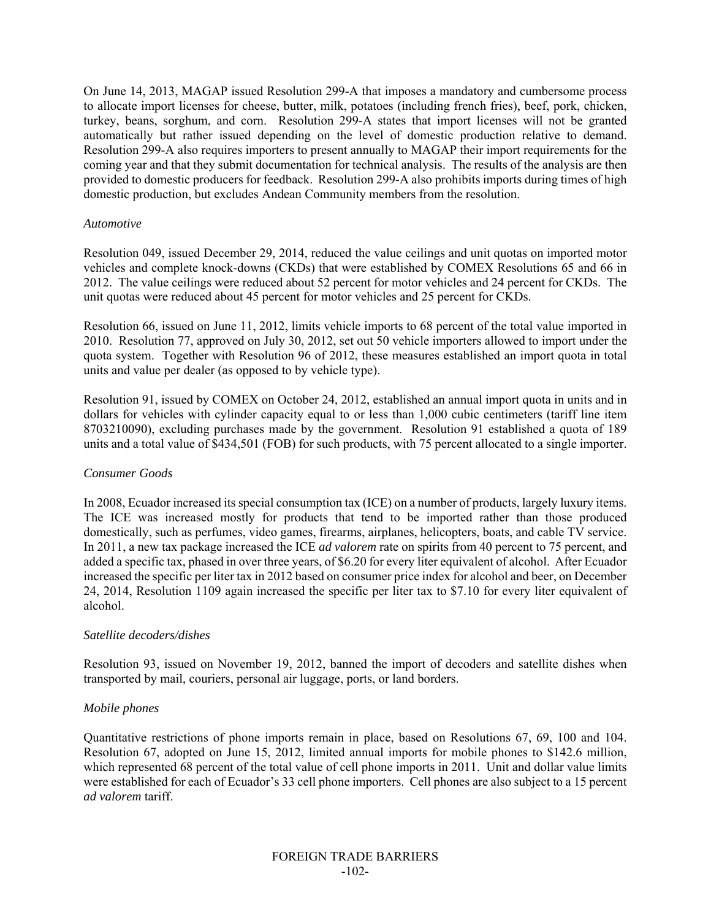On June 14, 2013, MAGAP issued Resolution 299-A that imposes a mandatory and cumbersome process to allocate import licenses for cheese, butter, milk, potatoes (including french fries), beef, pork, chicken, turkey, beans, sorghum, and corn. Resolution 299-A states that import licenses will not be granted automatically but rather issued depending on the level of domestic production relative to demand. Resolution 299-A also requires importers to present annually to MAGAP their import requirements for the coming year and that they submit documentation for technical analysis. The results of the analysis are then provided to domestic producers for feedback. Resolution 299-A also prohibits imports during times of high domestic production, but excludes Andean Community members from the resolution.

*Automotive*

Resolution 049, issued December 29, 2014, reduced the value ceilings and unit quotas on imported motor vehicles and complete knock-downs (CKDs) that were established by COMEX Resolutions 65 and 66 in 2012. The value ceilings were reduced about 52 percent for motor vehicles and 24 percent for CKDs. The unit quotas were reduced about 45 percent for motor vehicles and 25 percent for CKDs.

Resolution 66, issued on June 11, 2012, limits vehicle imports to 68 percent of the total value imported in 2010. Resolution 77, approved on July 30, 2012, set out 50 vehicle importers allowed to import under the quota system. Together with Resolution 96 of 2012, these measures established an import quota in total units and value per dealer (as opposed to by vehicle type).

Resolution 91, issued by COMEX on October 24, 2012, established an annual import quota in units and in dollars for vehicles with cylinder capacity equal to or less than 1,000 cubic centimeters (tariff line item 8703210090), excluding purchases made by the government. Resolution 91 established a quota of 189 units and a total value of $434,501 (FOB) for such products, with 75 percent allocated to a single importer.

*Consumer Goods*

In 2008, Ecuador increased its special consumption tax (ICE) on a number of products, largely luxury items. The ICE was increased mostly for products that tend to be imported rather than those produced domestically, such as perfumes, video games, firearms, airplanes, helicopters, boats, and cable TV service. In 2011, a new tax package increased the ICE *ad valorem* rate on spirits from 40 percent to 75 percent, and added a specific tax, phased in over three years, of $6.20 for every liter equivalent of alcohol. After Ecuador increased the specific per liter tax in 2012 based on consumer price index for alcohol and beer, on December 24, 2014, Resolution 1109 again increased the specific per liter tax to $7.10 for every liter equivalent of alcohol.

*Satellite decoders/dishes*

Resolution 93, issued on November 19, 2012, banned the import of decoders and satellite dishes when transported by mail, couriers, personal air luggage, ports, or land borders.

*Mobile phones*

Quantitative restrictions of phone imports remain in place, based on Resolutions 67, 69, 100 and 104. Resolution 67, adopted on June 15, 2012, limited annual imports for mobile phones to $142.6 million, which represented 68 percent of the total value of cell phone imports in 2011. Unit and dollar value limits were established for each of Ecuador's 33 cell phone importers. Cell phones are also subject to a 15 percent *ad valorem* tariff.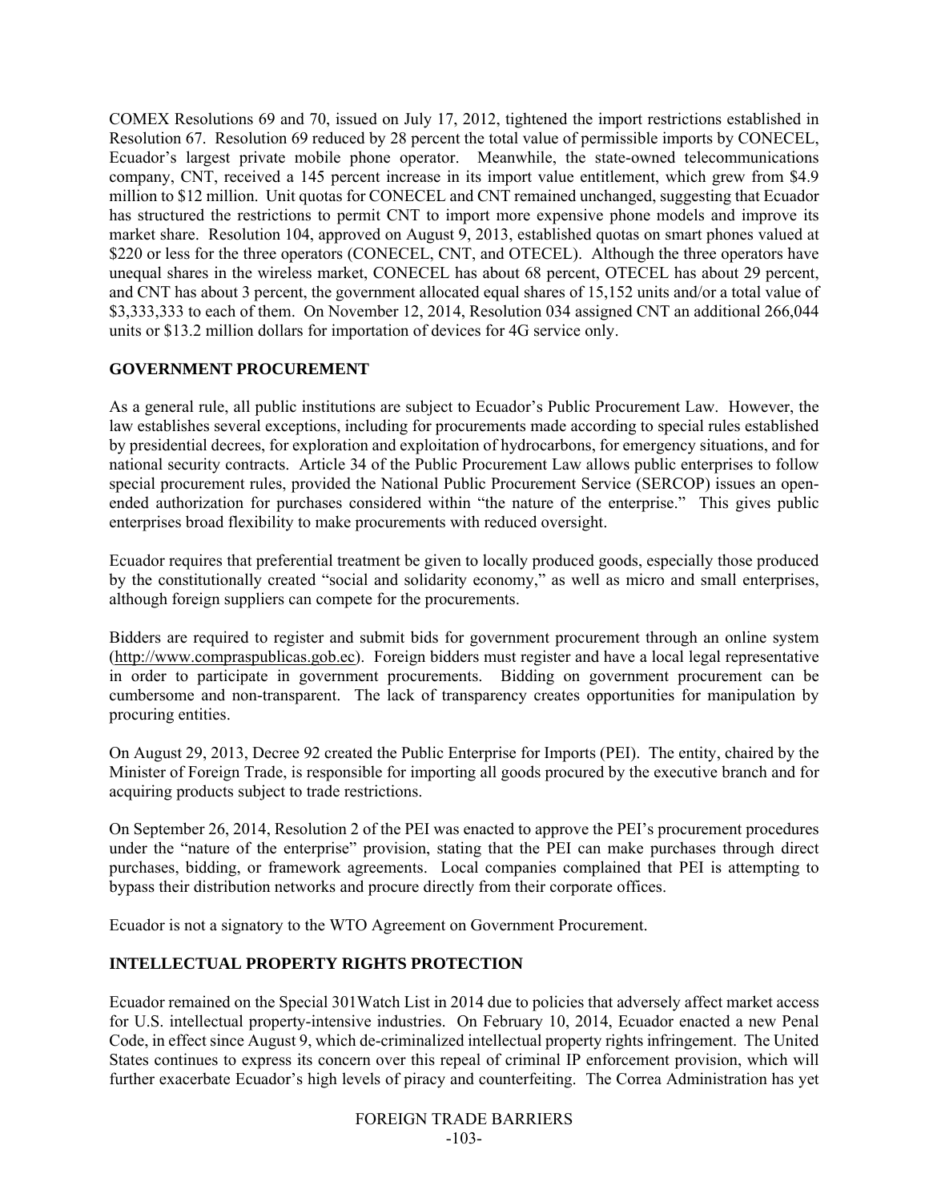COMEX Resolutions 69 and 70, issued on July 17, 2012, tightened the import restrictions established in Resolution 67. Resolution 69 reduced by 28 percent the total value of permissible imports by CONECEL, Ecuador's largest private mobile phone operator. Meanwhile, the state-owned telecommunications company, CNT, received a 145 percent increase in its import value entitlement, which grew from $4.9 million to $12 million. Unit quotas for CONECEL and CNT remained unchanged, suggesting that Ecuador has structured the restrictions to permit CNT to import more expensive phone models and improve its market share. Resolution 104, approved on August 9, 2013, established quotas on smart phones valued at $220 or less for the three operators (CONECEL, CNT, and OTECEL). Although the three operators have unequal shares in the wireless market, CONECEL has about 68 percent, OTECEL has about 29 percent, and CNT has about 3 percent, the government allocated equal shares of 15,152 units and/or a total value of $3,333,333 to each of them. On November 12, 2014, Resolution 034 assigned CNT an additional 266,044 units or $13.2 million dollars for importation of devices for 4G service only.

## GOVERNMENT PROCUREMENT

As a general rule, all public institutions are subject to Ecuador's Public Procurement Law. However, the law establishes several exceptions, including for procurements made according to special rules established by presidential decrees, for exploration and exploitation of hydrocarbons, for emergency situations, and for national security contracts. Article 34 of the Public Procurement Law allows public enterprises to follow special procurement rules, provided the National Public Procurement Service (SERCOP) issues an open-ended authorization for purchases considered within "the nature of the enterprise." This gives public enterprises broad flexibility to make procurements with reduced oversight.

Ecuador requires that preferential treatment be given to locally produced goods, especially those produced by the constitutionally created "social and solidarity economy," as well as micro and small enterprises, although foreign suppliers can compete for the procurements.

Bidders are required to register and submit bids for government procurement through an online system (http://www.compraspublicas.gob.ec). Foreign bidders must register and have a local legal representative in order to participate in government procurements. Bidding on government procurement can be cumbersome and non-transparent. The lack of transparency creates opportunities for manipulation by procuring entities.

On August 29, 2013, Decree 92 created the Public Enterprise for Imports (PEI). The entity, chaired by the Minister of Foreign Trade, is responsible for importing all goods procured by the executive branch and for acquiring products subject to trade restrictions.

On September 26, 2014, Resolution 2 of the PEI was enacted to approve the PEI's procurement procedures under the "nature of the enterprise" provision, stating that the PEI can make purchases through direct purchases, bidding, or framework agreements. Local companies complained that PEI is attempting to bypass their distribution networks and procure directly from their corporate offices.

Ecuador is not a signatory to the WTO Agreement on Government Procurement.

## INTELLECTUAL PROPERTY RIGHTS PROTECTION

Ecuador remained on the Special 301Watch List in 2014 due to policies that adversely affect market access for U.S. intellectual property-intensive industries. On February 10, 2014, Ecuador enacted a new Penal Code, in effect since August 9, which de-criminalized intellectual property rights infringement. The United States continues to express its concern over this repeal of criminal IP enforcement provision, which will further exacerbate Ecuador's high levels of piracy and counterfeiting. The Correa Administration has yet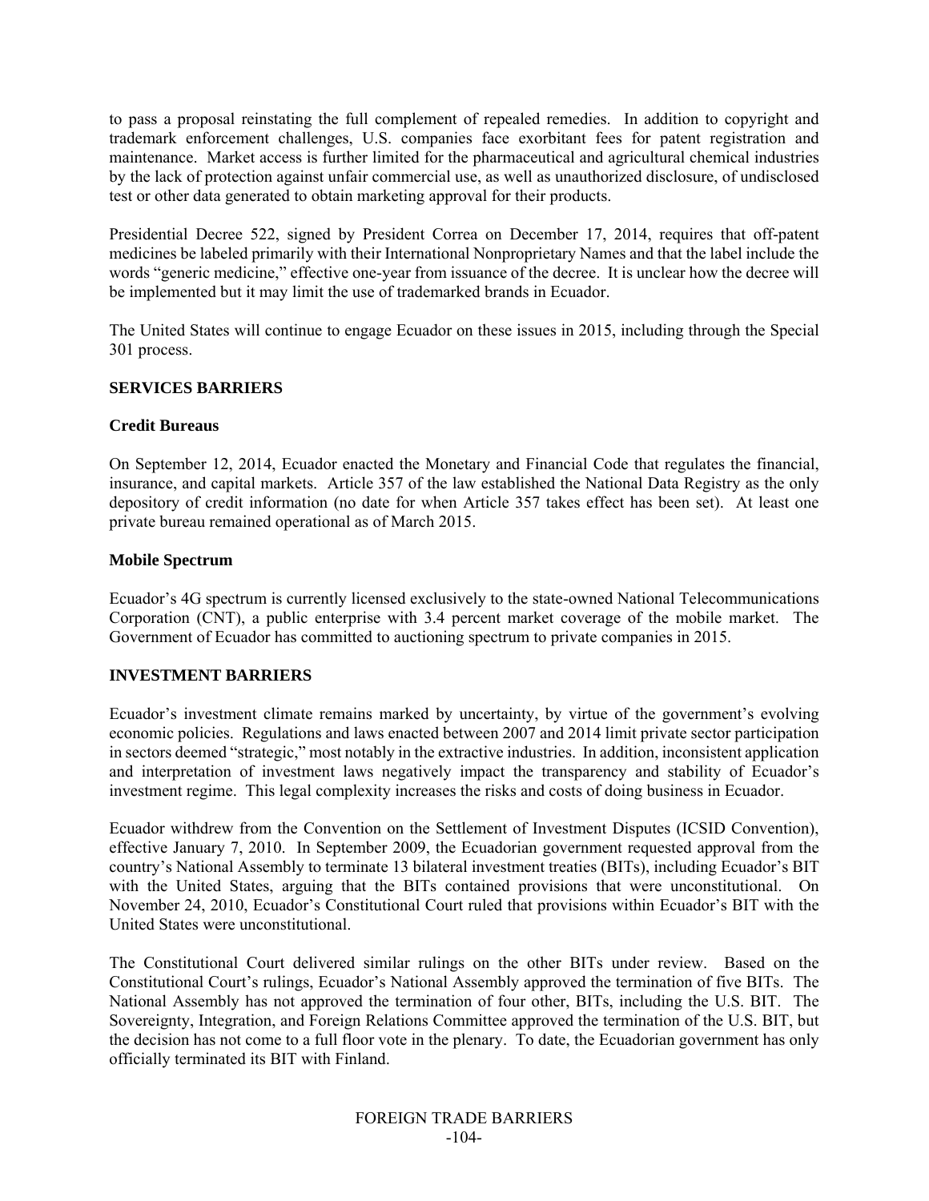to pass a proposal reinstating the full complement of repealed remedies. In addition to copyright and trademark enforcement challenges, U.S. companies face exorbitant fees for patent registration and maintenance. Market access is further limited for the pharmaceutical and agricultural chemical industries by the lack of protection against unfair commercial use, as well as unauthorized disclosure, of undisclosed test or other data generated to obtain marketing approval for their products.

Presidential Decree 522, signed by President Correa on December 17, 2014, requires that off-patent medicines be labeled primarily with their International Nonproprietary Names and that the label include the words "generic medicine," effective one-year from issuance of the decree. It is unclear how the decree will be implemented but it may limit the use of trademarked brands in Ecuador.

The United States will continue to engage Ecuador on these issues in 2015, including through the Special 301 process.

## SERVICES BARRIERS

### Credit Bureaus

On September 12, 2014, Ecuador enacted the Monetary and Financial Code that regulates the financial, insurance, and capital markets. Article 357 of the law established the National Data Registry as the only depository of credit information (no date for when Article 357 takes effect has been set). At least one private bureau remained operational as of March 2015.

### Mobile Spectrum

Ecuador's 4G spectrum is currently licensed exclusively to the state-owned National Telecommunications Corporation (CNT), a public enterprise with 3.4 percent market coverage of the mobile market. The Government of Ecuador has committed to auctioning spectrum to private companies in 2015.

## INVESTMENT BARRIERS

Ecuador's investment climate remains marked by uncertainty, by virtue of the government's evolving economic policies. Regulations and laws enacted between 2007 and 2014 limit private sector participation in sectors deemed "strategic," most notably in the extractive industries. In addition, inconsistent application and interpretation of investment laws negatively impact the transparency and stability of Ecuador's investment regime. This legal complexity increases the risks and costs of doing business in Ecuador.

Ecuador withdrew from the Convention on the Settlement of Investment Disputes (ICSID Convention), effective January 7, 2010. In September 2009, the Ecuadorian government requested approval from the country's National Assembly to terminate 13 bilateral investment treaties (BITs), including Ecuador's BIT with the United States, arguing that the BITs contained provisions that were unconstitutional. On November 24, 2010, Ecuador's Constitutional Court ruled that provisions within Ecuador's BIT with the United States were unconstitutional.

The Constitutional Court delivered similar rulings on the other BITs under review. Based on the Constitutional Court's rulings, Ecuador's National Assembly approved the termination of five BITs. The National Assembly has not approved the termination of four other, BITs, including the U.S. BIT. The Sovereignty, Integration, and Foreign Relations Committee approved the termination of the U.S. BIT, but the decision has not come to a full floor vote in the plenary. To date, the Ecuadorian government has only officially terminated its BIT with Finland.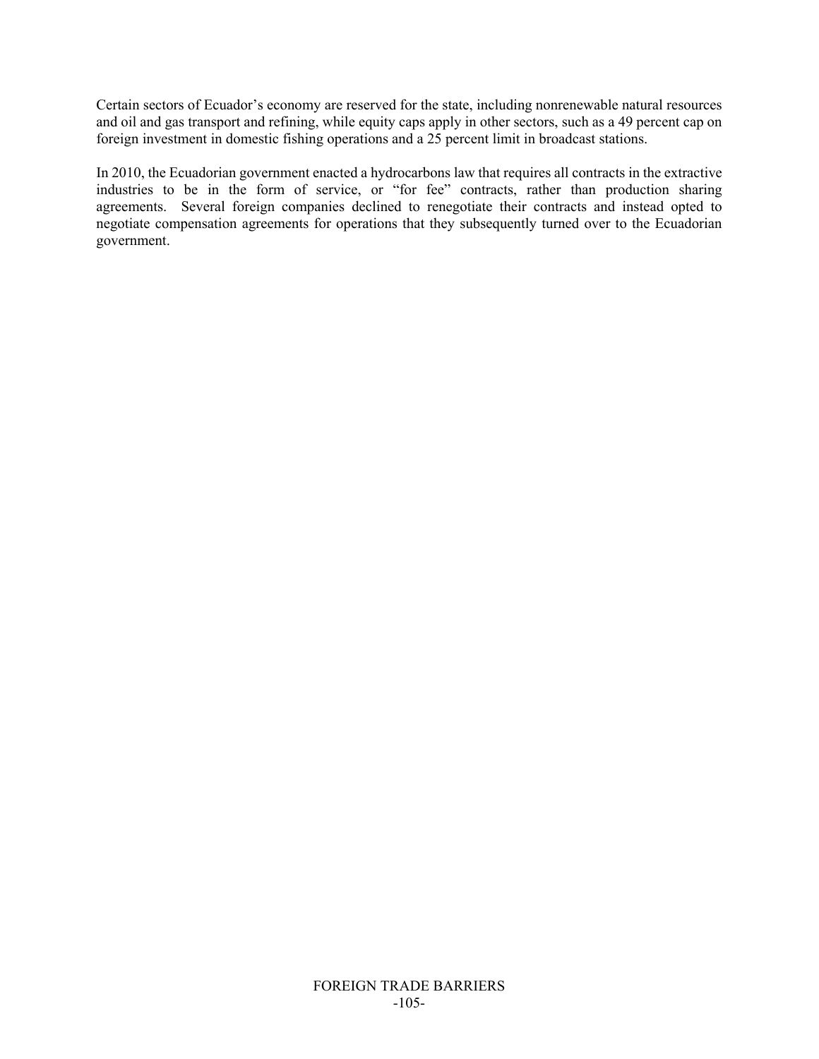Certain sectors of Ecuador's economy are reserved for the state, including nonrenewable natural resources and oil and gas transport and refining, while equity caps apply in other sectors, such as a 49 percent cap on foreign investment in domestic fishing operations and a 25 percent limit in broadcast stations.

In 2010, the Ecuadorian government enacted a hydrocarbons law that requires all contracts in the extractive industries to be in the form of service, or "for fee" contracts, rather than production sharing agreements. Several foreign companies declined to renegotiate their contracts and instead opted to negotiate compensation agreements for operations that they subsequently turned over to the Ecuadorian government.